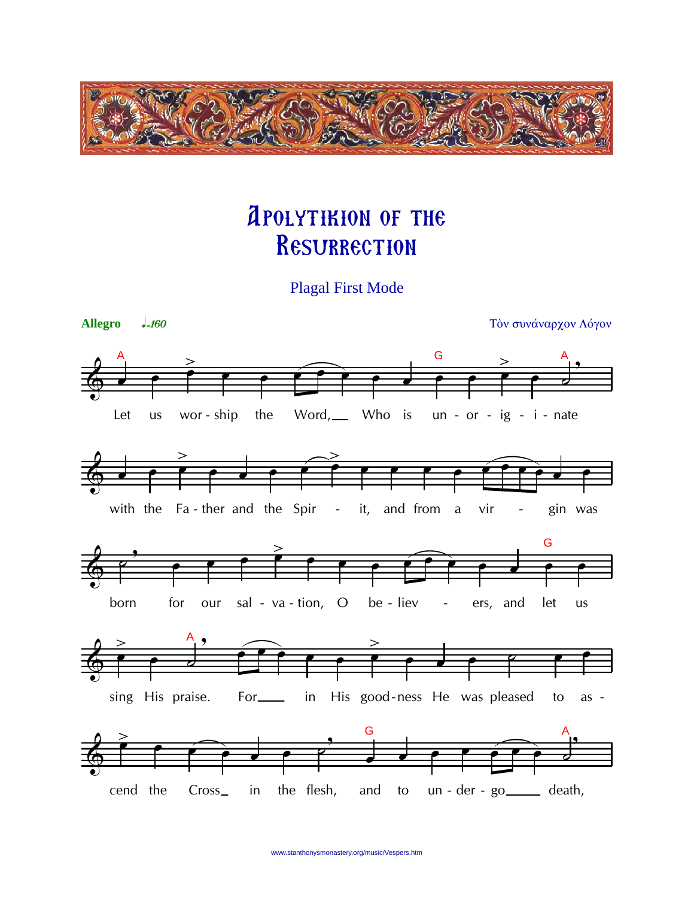# Apolytikion of the Resurrection

Plagal First Mode

**Allegro** ♩=160

Τὸν συνάναρχον Λόγον

Let us worship the Word, Who is un-or-ig-i-nate with the Father and the Spirit, and from a virgin was born for our salvation, O believers, and let us sing His praise. For in His goodness He was pleased to ascend the Cross in the flesh, and to undergo death,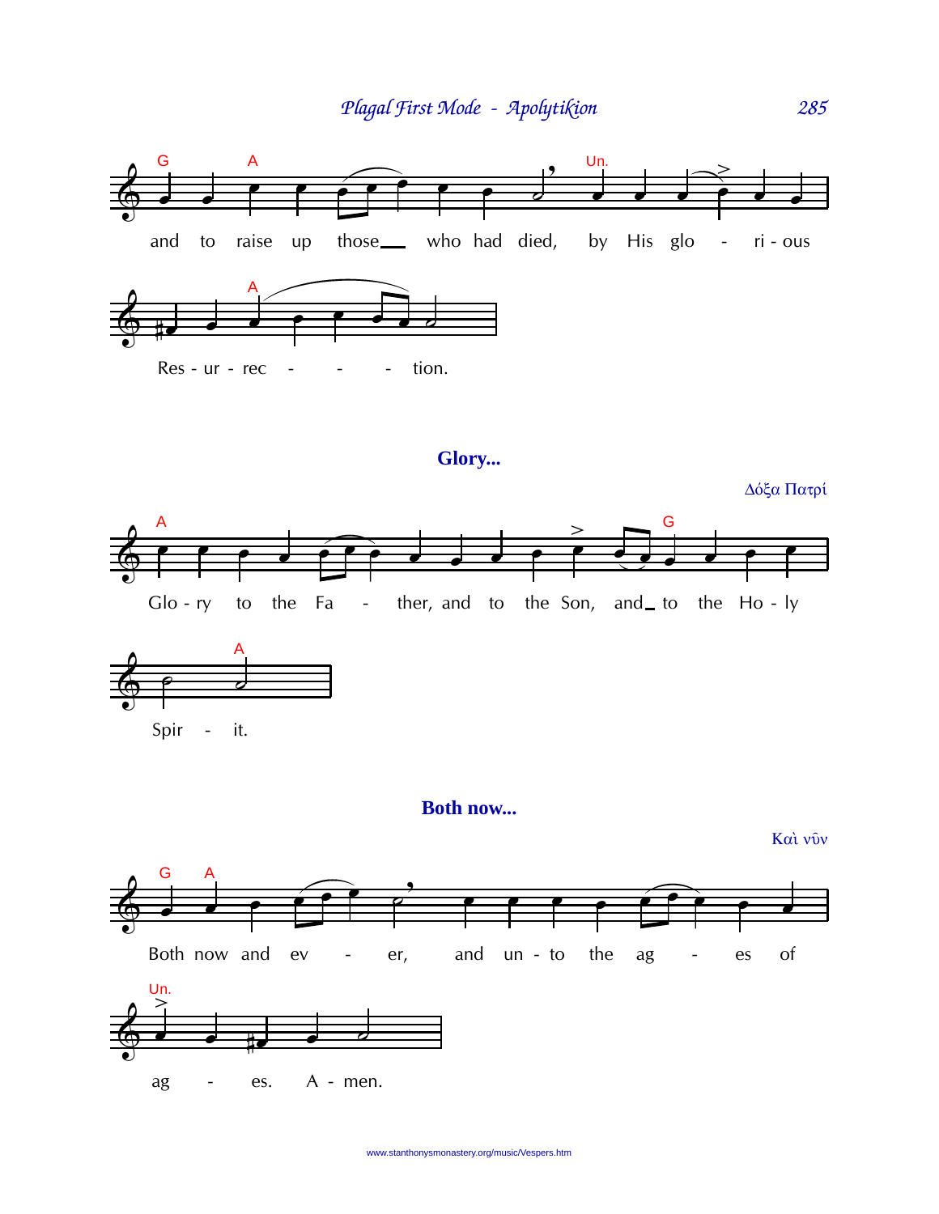## Plagal First Mode - Apolytikion

and to raise up those\_\_ who had died, by His glo - ri - ous

Res - ur - rec - - - tion.

**Glory...**

Δόξα Πατρί

Glo - ry to the Fa - ther, and to the Son, and\_ to the Ho - ly

Spir - it.

**Both now...**

Καὶ νῦν

Both now and ev - er, and un - to the ag - es of

ag - es. A - men.

www.stanthonysmonastery.org/music/Vespers.htm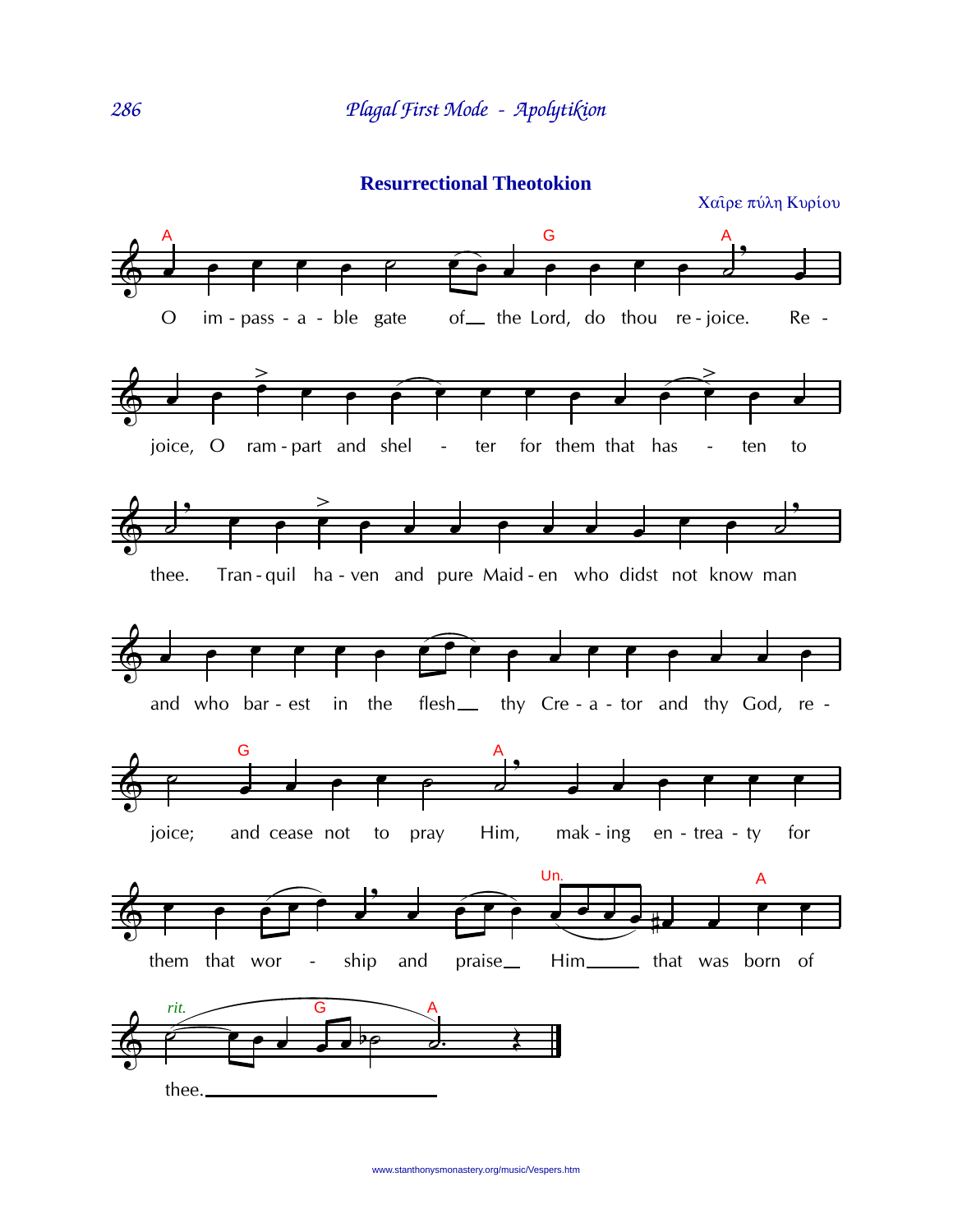## Resurrectional Theotokion

Χαῖρε πύλη Κυρίου

O im - pass - a - ble gate of the Lord, do thou re - joice. Re - joice, O ram - part and shel - ter for them that has - ten to thee. Tran - quil ha - ven and pure Maid - en who didst not know man and who bar - est in the flesh thy Cre - a - tor and thy God, re - joice; and cease not to pray Him, mak - ing en - trea - ty for them that wor - ship and praise Him that was born of thee.

www.stanthonysmonastery.org/music/Vespers.htm